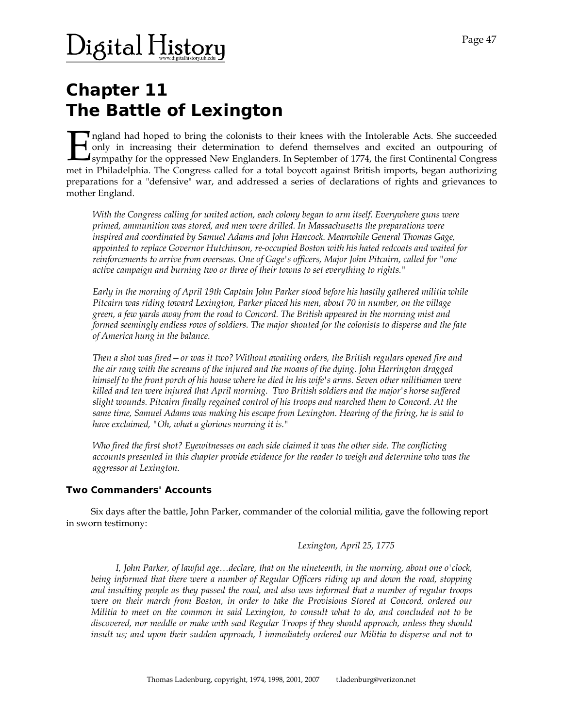# Chapter 11
# The Battle of Lexington

England had hoped to bring the colonists to their knees with the Intolerable Acts. She succeeded only in increasing their determination to defend themselves and excited an outpouring of sympathy for the oppressed New Englanders. In September of 1774, the first Continental Congress met in Philadelphia. The Congress called for a total boycott against British imports, began authorizing preparations for a "defensive" war, and addressed a series of declarations of rights and grievances to mother England.

*With the Congress calling for united action, each colony began to arm itself. Everywhere guns were primed, ammunition was stored, and men were drilled. In Massachusetts the preparations were inspired and coordinated by Samuel Adams and John Hancock. Meanwhile General Thomas Gage, appointed to replace Governor Hutchinson, re-occupied Boston with his hated redcoats and waited for reinforcements to arrive from overseas. One of Gage's officers, Major John Pitcairn, called for "one active campaign and burning two or three of their towns to set everything to rights."*

*Early in the morning of April 19th Captain John Parker stood before his hastily gathered militia while Pitcairn was riding toward Lexington, Parker placed his men, about 70 in number, on the village green, a few yards away from the road to Concord. The British appeared in the morning mist and formed seemingly endless rows of soldiers. The major shouted for the colonists to disperse and the fate of America hung in the balance.*

*Then a shot was fired—or was it two? Without awaiting orders, the British regulars opened fire and the air rang with the screams of the injured and the moans of the dying. John Harrington dragged himself to the front porch of his house where he died in his wife's arms. Seven other militiamen were killed and ten were injured that April morning. Two British soldiers and the major's horse suffered slight wounds. Pitcairn finally regained control of his troops and marched them to Concord. At the same time, Samuel Adams was making his escape from Lexington. Hearing of the firing, he is said to have exclaimed, "Oh, what a glorious morning it is."*

*Who fired the first shot? Eyewitnesses on each side claimed it was the other side. The conflicting accounts presented in this chapter provide evidence for the reader to weigh and determine who was the aggressor at Lexington.*

### Two Commanders' Accounts

Six days after the battle, John Parker, commander of the colonial militia, gave the following report in sworn testimony:

*Lexington, April 25, 1775*

*I, John Parker, of lawful age…declare, that on the nineteenth, in the morning, about one o'clock, being informed that there were a number of Regular Officers riding up and down the road, stopping and insulting people as they passed the road, and also was informed that a number of regular troops were on their march from Boston, in order to take the Provisions Stored at Concord, ordered our Militia to meet on the common in said Lexington, to consult what to do, and concluded not to be discovered, nor meddle or make with said Regular Troops if they should approach, unless they should insult us; and upon their sudden approach, I immediately ordered our Militia to disperse and not to*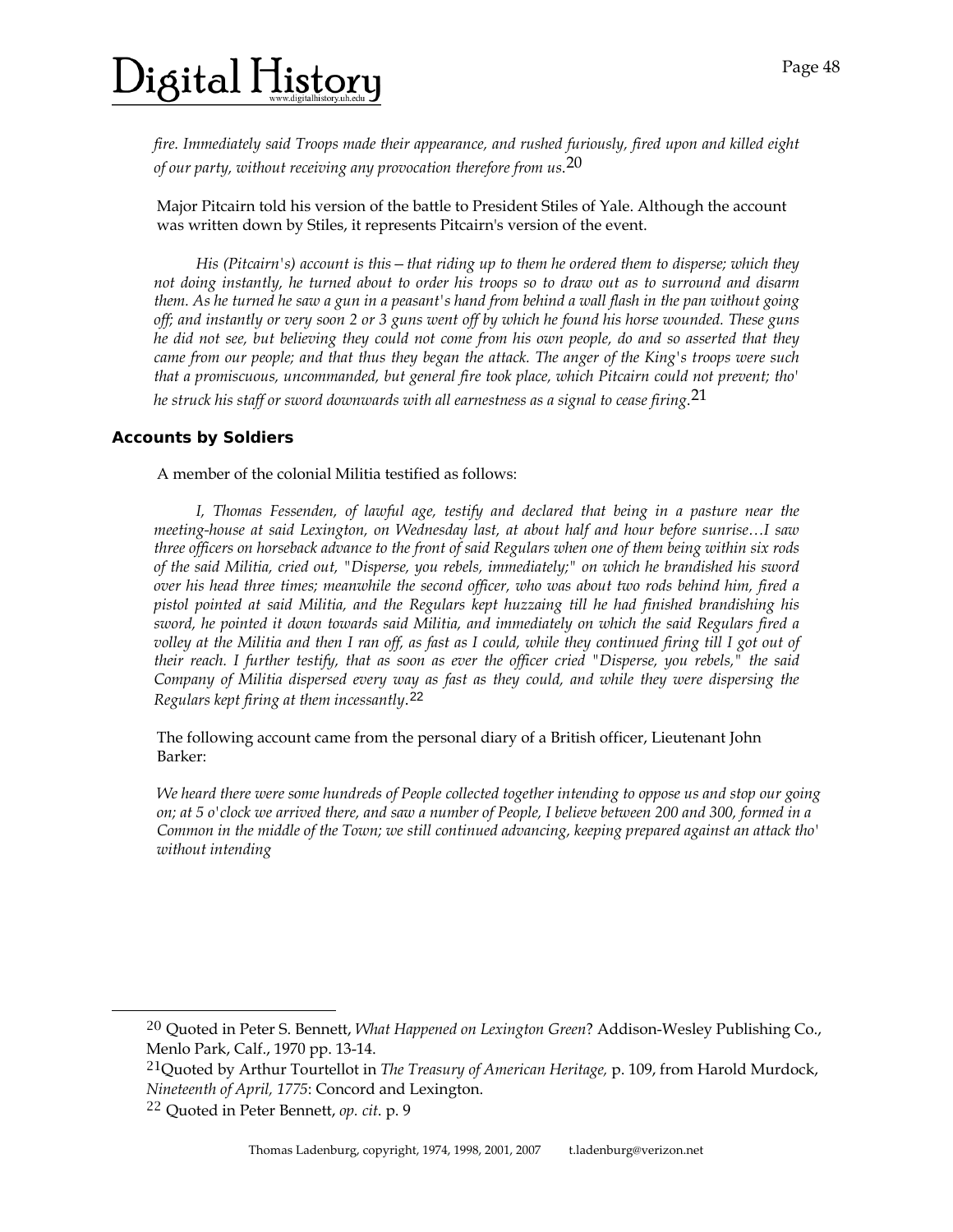*fire. Immediately said Troops made their appearance, and rushed furiously, fired upon and killed eight of our party, without receiving any provocation therefore from us.*[20]

Major Pitcairn told his version of the battle to President Stiles of Yale. Although the account was written down by Stiles, it represents Pitcairn's version of the event.

*His (Pitcairn's) account is this—that riding up to them he ordered them to disperse; which they not doing instantly, he turned about to order his troops so to draw out as to surround and disarm them. As he turned he saw a gun in a peasant's hand from behind a wall flash in the pan without going off; and instantly or very soon 2 or 3 guns went off by which he found his horse wounded. These guns he did not see, but believing they could not come from his own people, do and so asserted that they came from our people; and that thus they began the attack. The anger of the King's troops were such that a promiscuous, uncommanded, but general fire took place, which Pitcairn could not prevent; tho' he struck his staff or sword downwards with all earnestness as a signal to cease firing.*[21]

### Accounts by Soldiers

A member of the colonial Militia testified as follows:

*I, Thomas Fessenden, of lawful age, testify and declared that being in a pasture near the meeting-house at said Lexington, on Wednesday last, at about half and hour before sunrise…I saw three officers on horseback advance to the front of said Regulars when one of them being within six rods of the said Militia, cried out, "Disperse, you rebels, immediately;" on which he brandished his sword over his head three times; meanwhile the second officer, who was about two rods behind him, fired a pistol pointed at said Militia, and the Regulars kept huzzaing till he had finished brandishing his sword, he pointed it down towards said Militia, and immediately on which the said Regulars fired a volley at the Militia and then I ran off, as fast as I could, while they continued firing till I got out of their reach. I further testify, that as soon as ever the officer cried "Disperse, you rebels," the said Company of Militia dispersed every way as fast as they could, and while they were dispersing the Regulars kept firing at them incessantly.*[22]

The following account came from the personal diary of a British officer, Lieutenant John Barker:

*We heard there were some hundreds of People collected together intending to oppose us and stop our going on; at 5 o'clock we arrived there, and saw a number of People, I believe between 200 and 300, formed in a Common in the middle of the Town; we still continued advancing, keeping prepared against an attack tho' without intending*

---

[20] Quoted in Peter S. Bennett, *What Happened on Lexington Green*? Addison-Wesley Publishing Co., Menlo Park, Calf., 1970 pp. 13-14.

[21] Quoted by Arthur Tourtellot in *The Treasury of American Heritage,* p. 109, from Harold Murdock, *Nineteenth of April, 1775*: Concord and Lexington.

[22] Quoted in Peter Bennett, *op. cit.* p. 9